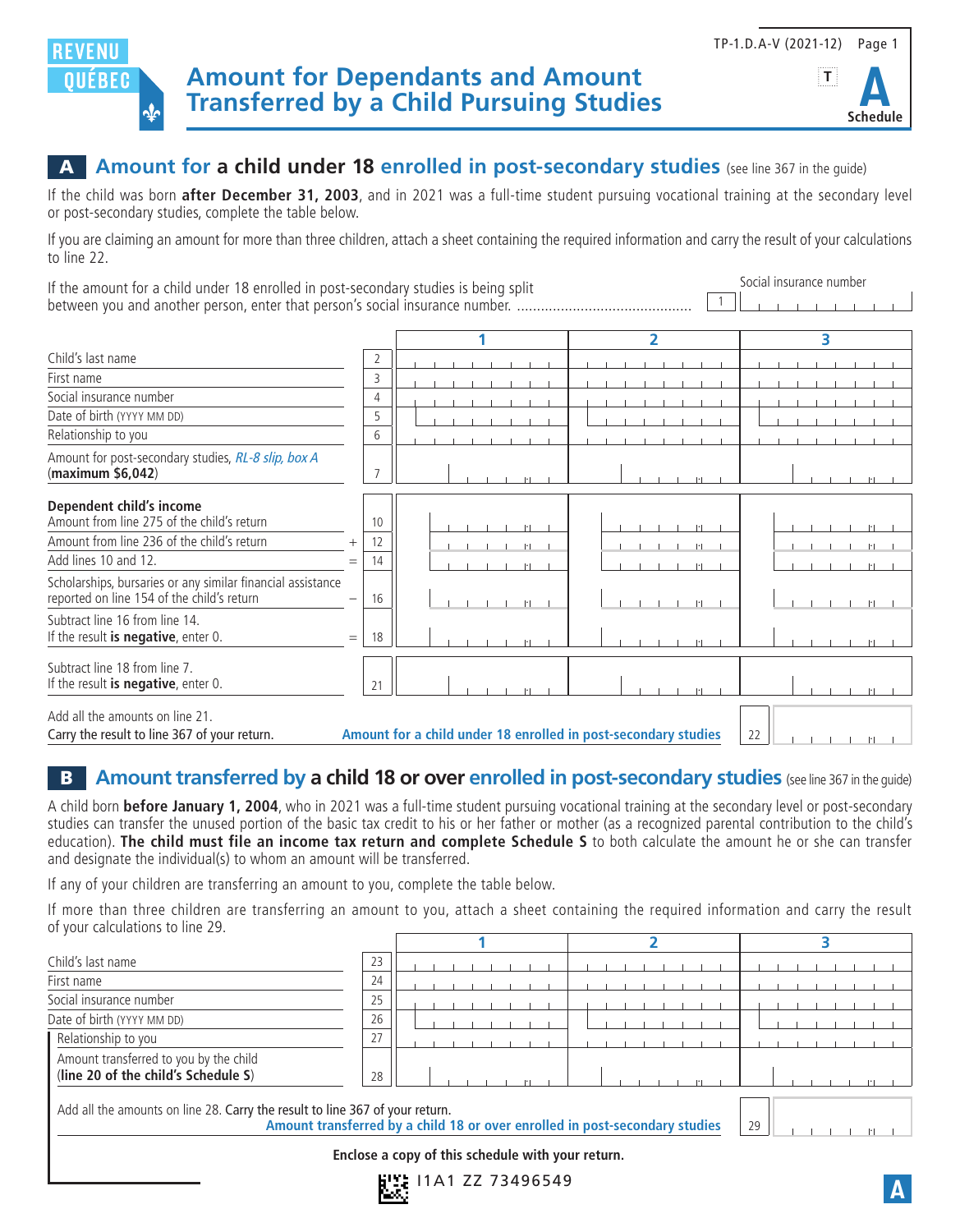REVENU QUÉBEC

TP-1.D.A-V (2021-12)

# Amount for Dependants and Amount Transferred by a Child Pursuing Studies

**Schedule A**

## A Amount for a child under 18 enrolled in post-secondary studies (see line 367 in the guide)

If the child was born **after December 31, 2003**, and in 2021 was a full-time student pursuing vocational training at the secondary level or post-secondary studies, complete the table below.

If you are claiming an amount for more than three children, attach a sheet containing the required information and carry the result of your calculations to line 22.

If the amount for a child under 18 enrolled in post-secondary studies is being split between you and another person, enter that person's social insurance number. ............................................ 1 Social insurance number

| | | Line | 1 | 2 | 3 |
|---|---|---|---|---|---|
| Child's last name | | 2 | | | |
| First name | | 3 | | | |
| Social insurance number | | 4 | | | |
| Date of birth (YYYY MM DD) | | 5 | | | |
| Relationship to you | | 6 | | | |
| Amount for post-secondary studies, *RL-8 slip, box A* (**maximum $6,042**) | | 7 | | | |
| **Dependent child's income** Amount from line 275 of the child's return | | 10 | | | |
| Amount from line 236 of the child's return | + | 12 | | | |
| Add lines 10 and 12. | = | 14 | | | |
| Scholarships, bursaries or any similar financial assistance reported on line 154 of the child's return | − | 16 | | | |
| Subtract line 16 from line 14. If the result **is negative**, enter 0. | = | 18 | | | |
| Subtract line 18 from line 7. If the result **is negative**, enter 0. | | 21 | | | |

Add all the amounts on line 21.
Carry the result to line 367 of your return. **Amount for a child under 18 enrolled in post-secondary studies** 22

## B Amount transferred by a child 18 or over enrolled in post-secondary studies (see line 367 in the guide)

A child born **before January 1, 2004**, who in 2021 was a full-time student pursuing vocational training at the secondary level or post-secondary studies can transfer the unused portion of the basic tax credit to his or her father or mother (as a recognized parental contribution to the child's education). **The child must file an income tax return and complete Schedule S** to both calculate the amount he or she can transfer and designate the individual(s) to whom an amount will be transferred.

If any of your children are transferring an amount to you, complete the table below.

If more than three children are transferring an amount to you, attach a sheet containing the required information and carry the result of your calculations to line 29.

| | Line | 1 | 2 | 3 |
|---|---|---|---|---|
| Child's last name | 23 | | | |
| First name | 24 | | | |
| Social insurance number | 25 | | | |
| Date of birth (YYYY MM DD) | 26 | | | |
| Relationship to you | 27 | | | |
| Amount transferred to you by the child (**line 20 of the child's Schedule S**) | 28 | | | |

Add all the amounts on line 28. Carry the result to line 367 of your return.
**Amount transferred by a child 18 or over enrolled in post-secondary studies** 29

**Enclose a copy of this schedule with your return.**

I1A1 ZZ 73496549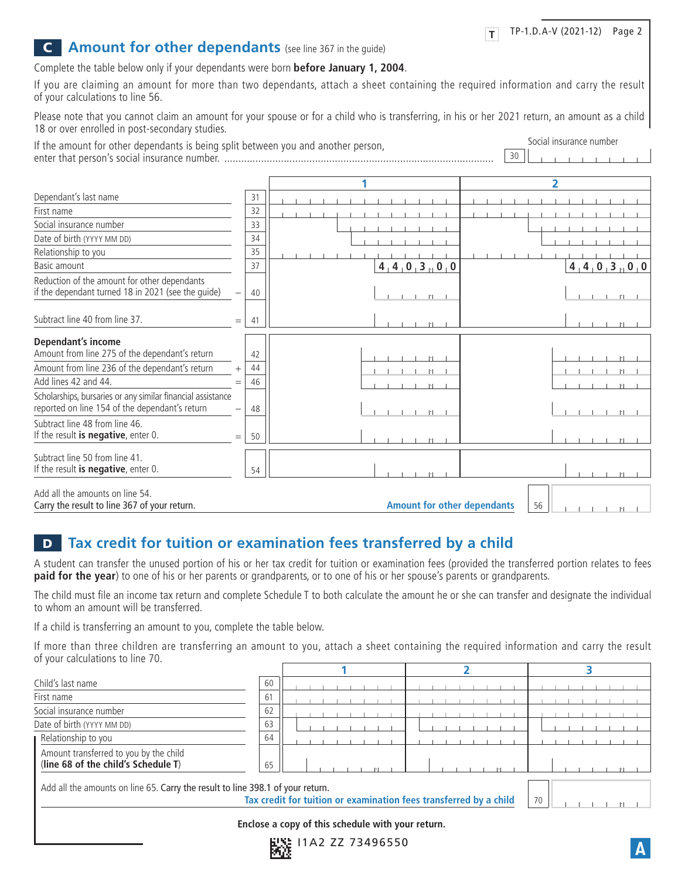## C Amount for other dependants (see line 367 in the guide)

Complete the table below only if your dependants were born **before January 1, 2004**.

If you are claiming an amount for more than two dependants, attach a sheet containing the required information and carry the result of your calculations to line 56.

Please note that you cannot claim an amount for your spouse or for a child who is transferring, in his or her 2021 return, an amount as a child 18 or over enrolled in post-secondary studies.

If the amount for other dependants is being split between you and another person, enter that person's social insurance number. ............ 30 Social insurance number

| | | | 1 | 2 |
|---|---|---|---|---|
| Dependant's last name | | 31 | | |
| First name | | 32 | | |
| Social insurance number | | 33 | | |
| Date of birth (YYYY MM DD) | | 34 | | |
| Relationship to you | | 35 | | |
| Basic amount | | 37 | 4,403.00 | 4,403.00 |
| Reduction of the amount for other dependants if the dependant turned 18 in 2021 (see the guide) | − | 40 | | |
| Subtract line 40 from line 37. | = | 41 | | |
| **Dependant's income** Amount from line 275 of the dependant's return | | 42 | | |
| Amount from line 236 of the dependant's return | + | 44 | | |
| Add lines 42 and 44. | = | 46 | | |
| Scholarships, bursaries or any similar financial assistance reported on line 154 of the dependant's return | − | 48 | | |
| Subtract line 48 from line 46. If the result **is negative**, enter 0. | = | 50 | | |
| Subtract line 50 from line 41. If the result **is negative**, enter 0. | | 54 | | |

Add all the amounts on line 54.
Carry the result to line 367 of your return. **Amount for other dependants** 56

## D Tax credit for tuition or examination fees transferred by a child

A student can transfer the unused portion of his or her tax credit for tuition or examination fees (provided the transferred portion relates to fees **paid for the year**) to one of his or her parents or grandparents, or to one of his or her spouse's parents or grandparents.

The child must file an income tax return and complete Schedule T to both calculate the amount he or she can transfer and designate the individual to whom an amount will be transferred.

If a child is transferring an amount to you, complete the table below.

If more than three children are transferring an amount to you, attach a sheet containing the required information and carry the result of your calculations to line 70.

| | | 1 | 2 | 3 |
|---|---|---|---|---|
| Child's last name | 60 | | | |
| First name | 61 | | | |
| Social insurance number | 62 | | | |
| Date of birth (YYYY MM DD) | 63 | | | |
| Relationship to you | 64 | | | |
| Amount transferred to you by the child (**line 68 of the child's Schedule T**) | 65 | | | |

Add all the amounts on line 65. Carry the result to line 398.1 of your return.
**Tax credit for tuition or examination fees transferred by a child** 70

**Enclose a copy of this schedule with your return.**

I1A2 ZZ 73496550